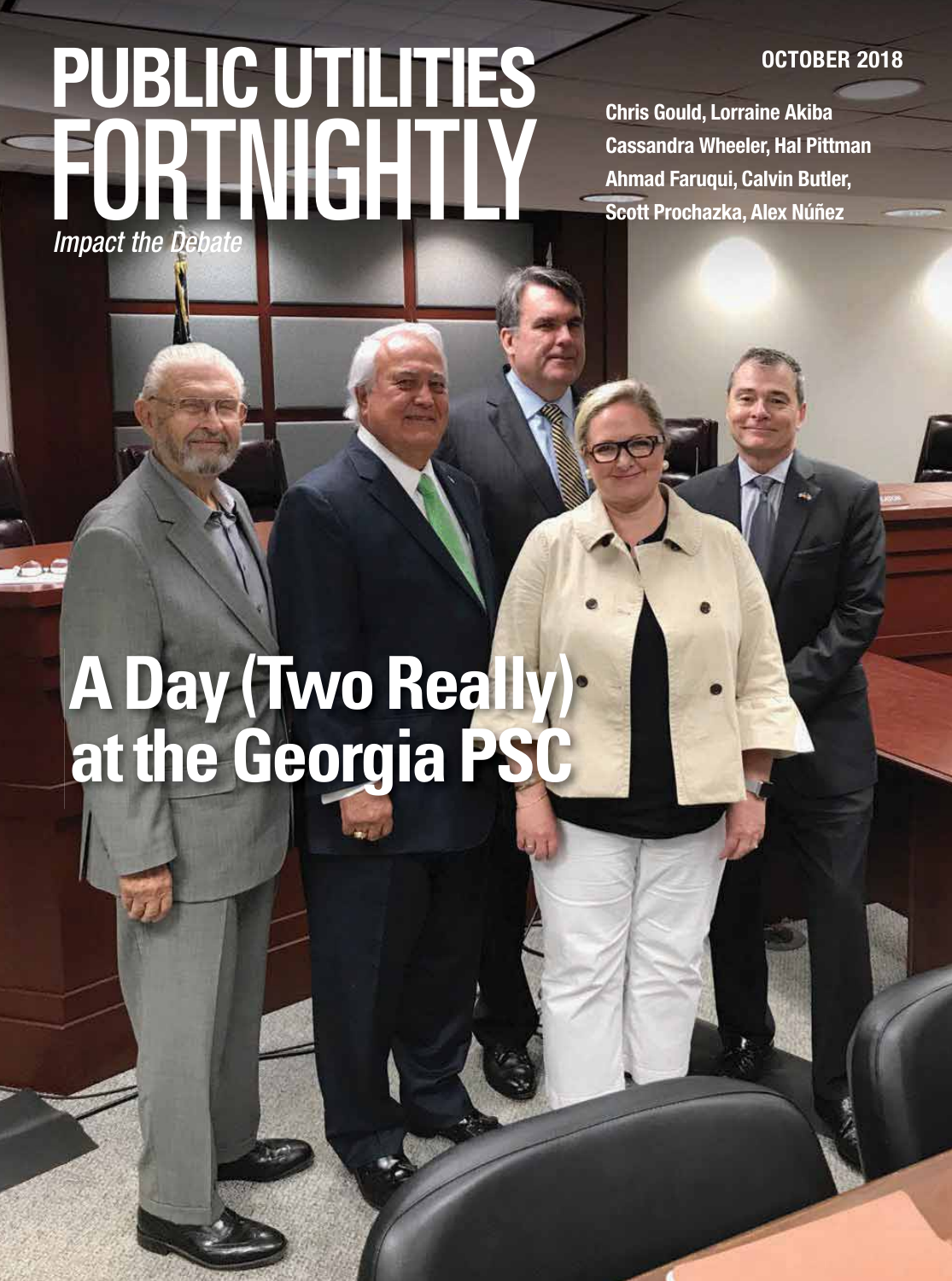# PUBLIC UTILITIES FORTNIGHTLY

*Impact the Debate*

**OCTOBER 2018**

**Chris Gould, Lorraine Akiba**
**Cassandra Wheeler, Hal Pittman**
**Ahmad Faruqui, Calvin Butler,**
**Scott Prochazka, Alex Núñez**

# A Day (Two Really) at the Georgia PSC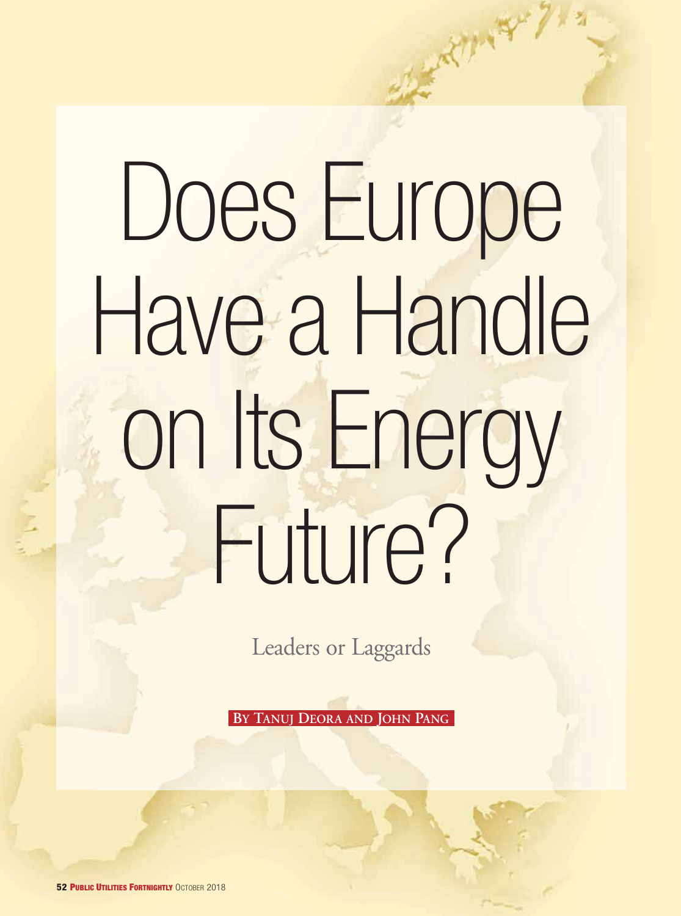# Does Europe Have a Handle on Its Energy Future?

## Leaders or Laggards

**By Tanuj Deora and John Pang**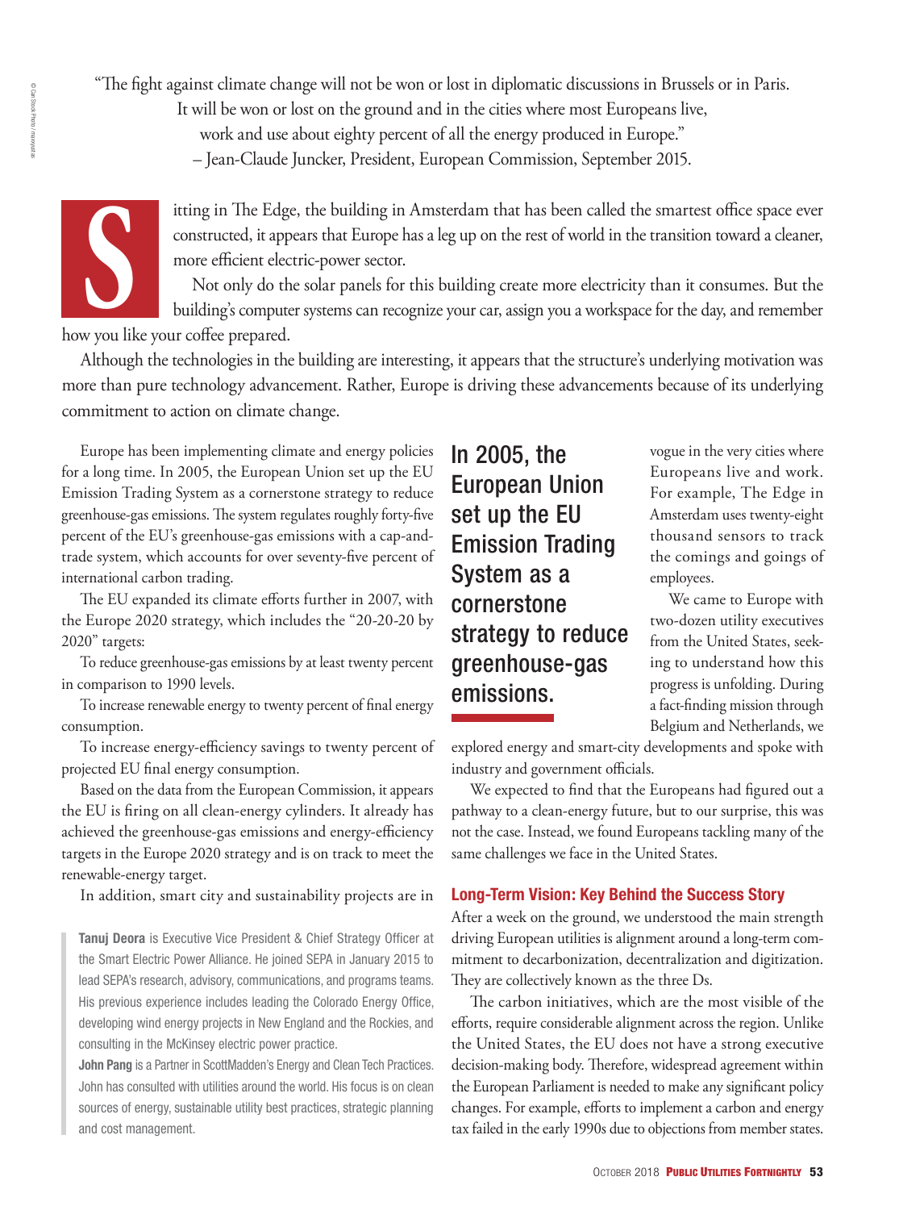"The fight against climate change will not be won or lost in diplomatic discussions in Brussels or in Paris. It will be won or lost on the ground and in the cities where most Europeans live, work and use about eighty percent of all the energy produced in Europe."
– Jean-Claude Juncker, President, European Commission, September 2015.

Sitting in The Edge, the building in Amsterdam that has been called the smartest office space ever constructed, it appears that Europe has a leg up on the rest of world in the transition toward a cleaner, more efficient electric-power sector.

Not only do the solar panels for this building create more electricity than it consumes. But the building's computer systems can recognize your car, assign you a workspace for the day, and remember how you like your coffee prepared.

Although the technologies in the building are interesting, it appears that the structure's underlying motivation was more than pure technology advancement. Rather, Europe is driving these advancements because of its underlying commitment to action on climate change.

Europe has been implementing climate and energy policies for a long time. In 2005, the European Union set up the EU Emission Trading System as a cornerstone strategy to reduce greenhouse-gas emissions. The system regulates roughly forty-five percent of the EU's greenhouse-gas emissions with a cap-and-trade system, which accounts for over seventy-five percent of international carbon trading.

The EU expanded its climate efforts further in 2007, with the Europe 2020 strategy, which includes the "20-20-20 by 2020" targets:

To reduce greenhouse-gas emissions by at least twenty percent in comparison to 1990 levels.

To increase renewable energy to twenty percent of final energy consumption.

To increase energy-efficiency savings to twenty percent of projected EU final energy consumption.

Based on the data from the European Commission, it appears the EU is firing on all clean-energy cylinders. It already has achieved the greenhouse-gas emissions and energy-efficiency targets in the Europe 2020 strategy and is on track to meet the renewable-energy target.

In addition, smart city and sustainability projects are in vogue in the very cities where Europeans live and work. For example, The Edge in Amsterdam uses twenty-eight thousand sensors to track the comings and goings of employees.

> **In 2005, the European Union set up the EU Emission Trading System as a cornerstone strategy to reduce greenhouse-gas emissions.**

We came to Europe with two-dozen utility executives from the United States, seeking to understand how this progress is unfolding. During a fact-finding mission through Belgium and Netherlands, we explored energy and smart-city developments and spoke with industry and government officials.

We expected to find that the Europeans had figured out a pathway to a clean-energy future, but to our surprise, this was not the case. Instead, we found Europeans tackling many of the same challenges we face in the United States.

## Long-Term Vision: Key Behind the Success Story

After a week on the ground, we understood the main strength driving European utilities is alignment around a long-term commitment to decarbonization, decentralization and digitization. They are collectively known as the three Ds.

The carbon initiatives, which are the most visible of the efforts, require considerable alignment across the region. Unlike the United States, the EU does not have a strong executive decision-making body. Therefore, widespread agreement within the European Parliament is needed to make any significant policy changes. For example, efforts to implement a carbon and energy tax failed in the early 1990s due to objections from member states.

**Tanuj Deora** is Executive Vice President & Chief Strategy Officer at the Smart Electric Power Alliance. He joined SEPA in January 2015 to lead SEPA's research, advisory, communications, and programs teams. His previous experience includes leading the Colorado Energy Office, developing wind energy projects in New England and the Rockies, and consulting in the McKinsey electric power practice.

**John Pang** is a Partner in ScottMadden's Energy and Clean Tech Practices. John has consulted with utilities around the world. His focus is on clean sources of energy, sustainable utility best practices, strategic planning and cost management.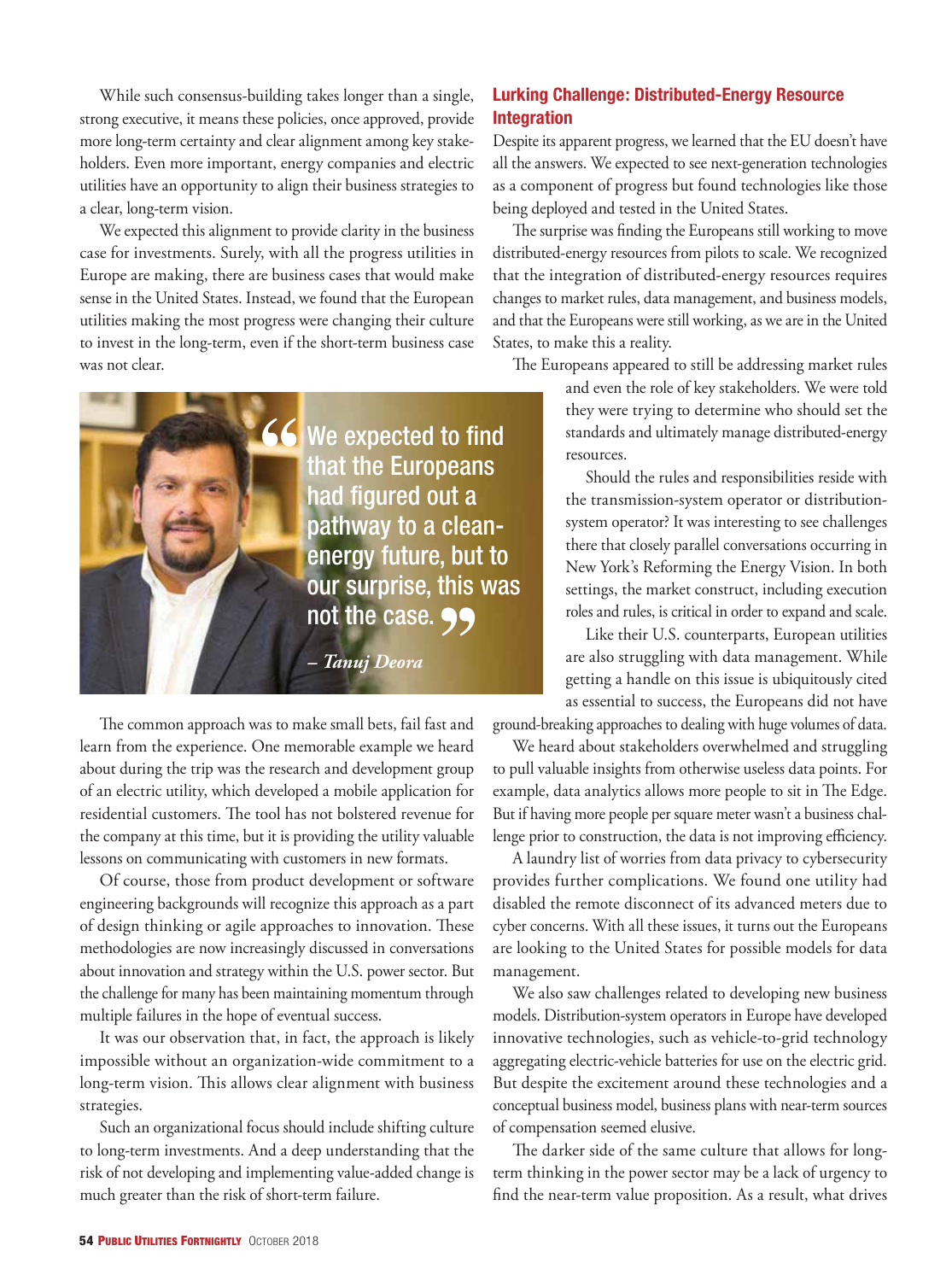While such consensus-building takes longer than a single, strong executive, it means these policies, once approved, provide more long-term certainty and clear alignment among key stakeholders. Even more important, energy companies and electric utilities have an opportunity to align their business strategies to a clear, long-term vision.

We expected this alignment to provide clarity in the business case for investments. Surely, with all the progress utilities in Europe are making, there are business cases that would make sense in the United States. Instead, we found that the European utilities making the most progress were changing their culture to invest in the long-term, even if the short-term business case was not clear.

> "We expected to find that the Europeans had figured out a pathway to a clean-energy future, but to our surprise, this was not the case."
>
> *– Tanuj Deora*

The common approach was to make small bets, fail fast and learn from the experience. One memorable example we heard about during the trip was the research and development group of an electric utility, which developed a mobile application for residential customers. The tool has not bolstered revenue for the company at this time, but it is providing the utility valuable lessons on communicating with customers in new formats.

Of course, those from product development or software engineering backgrounds will recognize this approach as a part of design thinking or agile approaches to innovation. These methodologies are now increasingly discussed in conversations about innovation and strategy within the U.S. power sector. But the challenge for many has been maintaining momentum through multiple failures in the hope of eventual success.

It was our observation that, in fact, the approach is likely impossible without an organization-wide commitment to a long-term vision. This allows clear alignment with business strategies.

Such an organizational focus should include shifting culture to long-term investments. And a deep understanding that the risk of not developing and implementing value-added change is much greater than the risk of short-term failure.

## Lurking Challenge: Distributed-Energy Resource Integration

Despite its apparent progress, we learned that the EU doesn't have all the answers. We expected to see next-generation technologies as a component of progress but found technologies like those being deployed and tested in the United States.

The surprise was finding the Europeans still working to move distributed-energy resources from pilots to scale. We recognized that the integration of distributed-energy resources requires changes to market rules, data management, and business models, and that the Europeans were still working, as we are in the United States, to make this a reality.

The Europeans appeared to still be addressing market rules and even the role of key stakeholders. We were told they were trying to determine who should set the standards and ultimately manage distributed-energy resources.

Should the rules and responsibilities reside with the transmission-system operator or distribution-system operator? It was interesting to see challenges there that closely parallel conversations occurring in New York's Reforming the Energy Vision. In both settings, the market construct, including execution roles and rules, is critical in order to expand and scale.

Like their U.S. counterparts, European utilities are also struggling with data management. While getting a handle on this issue is ubiquitously cited as essential to success, the Europeans did not have ground-breaking approaches to dealing with huge volumes of data.

We heard about stakeholders overwhelmed and struggling to pull valuable insights from otherwise useless data points. For example, data analytics allows more people to sit in The Edge. But if having more people per square meter wasn't a business challenge prior to construction, the data is not improving efficiency.

A laundry list of worries from data privacy to cybersecurity provides further complications. We found one utility had disabled the remote disconnect of its advanced meters due to cyber concerns. With all these issues, it turns out the Europeans are looking to the United States for possible models for data management.

We also saw challenges related to developing new business models. Distribution-system operators in Europe have developed innovative technologies, such as vehicle-to-grid technology aggregating electric-vehicle batteries for use on the electric grid. But despite the excitement around these technologies and a conceptual business model, business plans with near-term sources of compensation seemed elusive.

The darker side of the same culture that allows for long-term thinking in the power sector may be a lack of urgency to find the near-term value proposition. As a result, what drives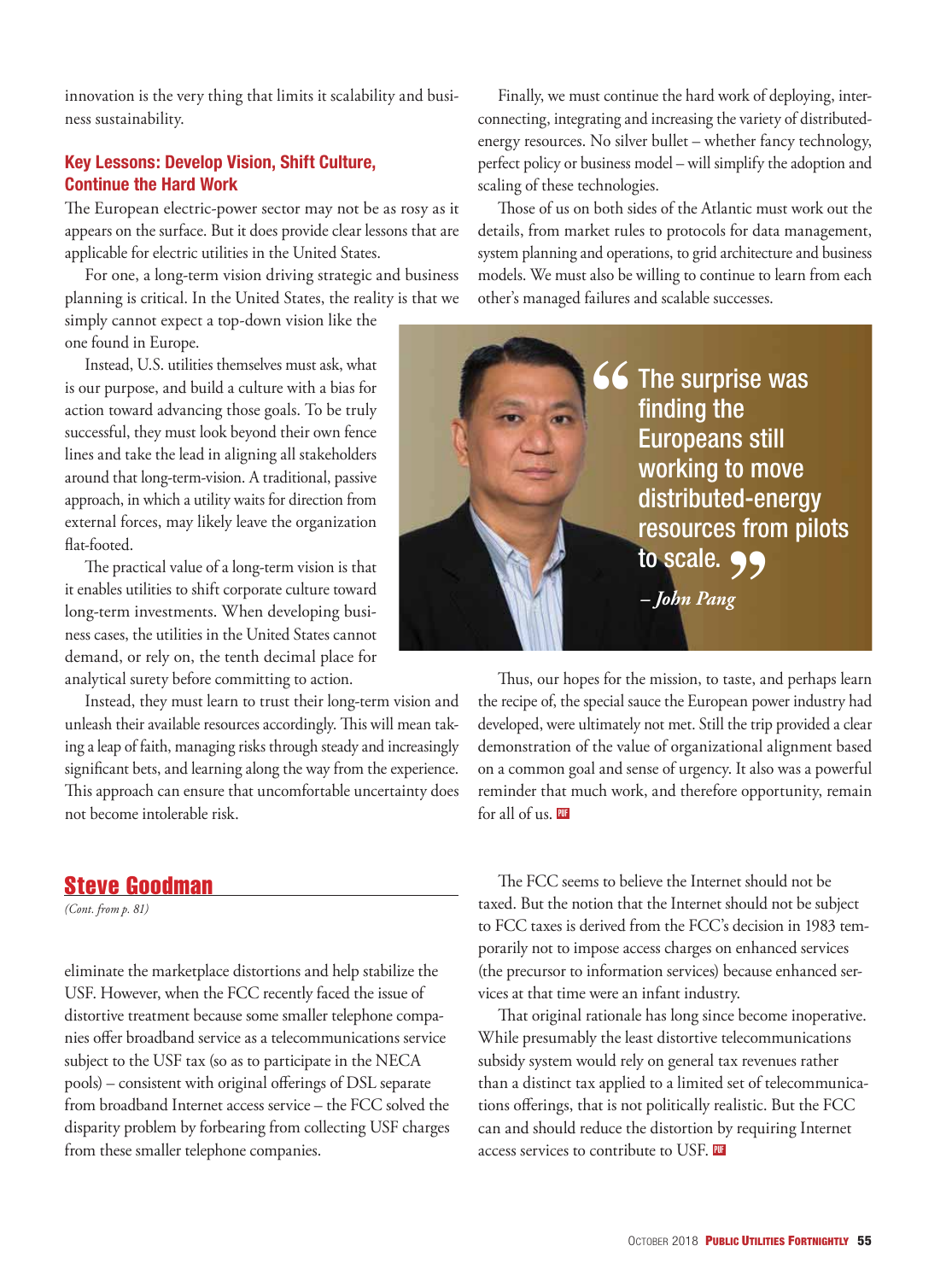innovation is the very thing that limits it scalability and business sustainability.

### Key Lessons: Develop Vision, Shift Culture, Continue the Hard Work

The European electric-power sector may not be as rosy as it appears on the surface. But it does provide clear lessons that are applicable for electric utilities in the United States.

For one, a long-term vision driving strategic and business planning is critical. In the United States, the reality is that we simply cannot expect a top-down vision like the one found in Europe.

Instead, U.S. utilities themselves must ask, what is our purpose, and build a culture with a bias for action toward advancing those goals. To be truly successful, they must look beyond their own fence lines and take the lead in aligning all stakeholders around that long-term-vision. A traditional, passive approach, in which a utility waits for direction from external forces, may likely leave the organization flat-footed.

The practical value of a long-term vision is that it enables utilities to shift corporate culture toward long-term investments. When developing business cases, the utilities in the United States cannot demand, or rely on, the tenth decimal place for analytical surety before committing to action.

Instead, they must learn to trust their long-term vision and unleash their available resources accordingly. This will mean taking a leap of faith, managing risks through steady and increasingly significant bets, and learning along the way from the experience. This approach can ensure that uncomfortable uncertainty does not become intolerable risk.

Finally, we must continue the hard work of deploying, interconnecting, integrating and increasing the variety of distributed-energy resources. No silver bullet – whether fancy technology, perfect policy or business model – will simplify the adoption and scaling of these technologies.

Those of us on both sides of the Atlantic must work out the details, from market rules to protocols for data management, system planning and operations, to grid architecture and business models. We must also be willing to continue to learn from each other's managed failures and scalable successes.

> "The surprise was finding the Europeans still working to move distributed-energy resources from pilots to scale."
>
> *– John Pang*

Thus, our hopes for the mission, to taste, and perhaps learn the recipe of, the special sauce the European power industry had developed, were ultimately not met. Still the trip provided a clear demonstration of the value of organizational alignment based on a common goal and sense of urgency. It also was a powerful reminder that much work, and therefore opportunity, remain for all of us.

## Steve Goodman

*(Cont. from p. 81)*

eliminate the marketplace distortions and help stabilize the USF. However, when the FCC recently faced the issue of distortive treatment because some smaller telephone companies offer broadband service as a telecommunications service subject to the USF tax (so as to participate in the NECA pools) – consistent with original offerings of DSL separate from broadband Internet access service – the FCC solved the disparity problem by forbearing from collecting USF charges from these smaller telephone companies.

The FCC seems to believe the Internet should not be taxed. But the notion that the Internet should not be subject to FCC taxes is derived from the FCC's decision in 1983 temporarily not to impose access charges on enhanced services (the precursor to information services) because enhanced services at that time were an infant industry.

That original rationale has long since become inoperative. While presumably the least distortive telecommunications subsidy system would rely on general tax revenues rather than a distinct tax applied to a limited set of telecommunications offerings, that is not politically realistic. But the FCC can and should reduce the distortion by requiring Internet access services to contribute to USF.